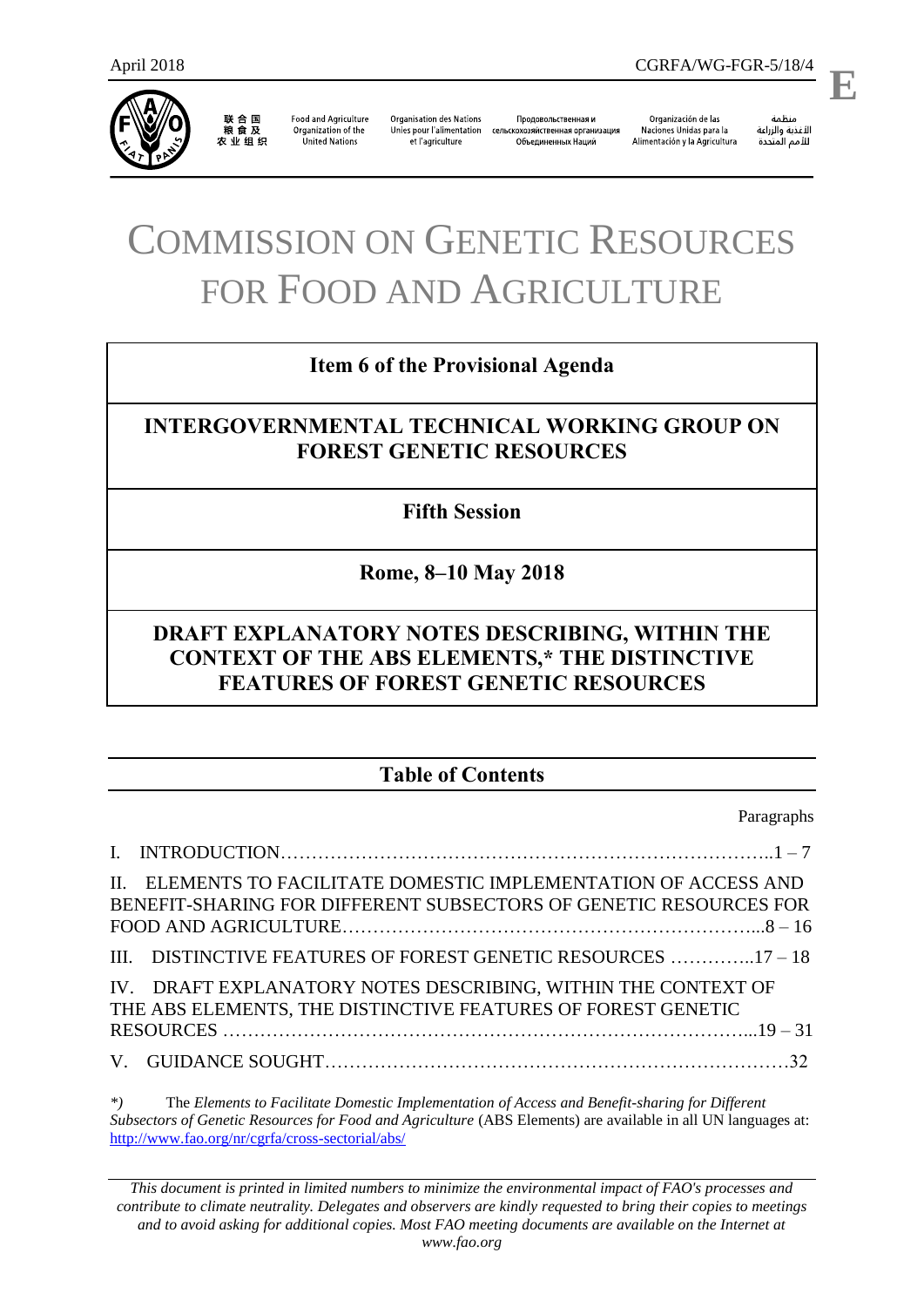April 2018 CGRFA/WG-FGR-5/18/4

**E**

联合国粮食及农业组织 | Food and Agriculture Organization of the United Nations | Organisation des Nations Unies pour l'alimentation et l'agriculture | Продовольственная и сельскохозяйственная организация Объединенных Наций | Organización de las Naciones Unidas para la Alimentación y la Agricultura | منظمة الأغذية والزراعة للأمم المتحدة

# COMMISSION ON GENETIC RESOURCES FOR FOOD AND AGRICULTURE

**Item 6 of the Provisional Agenda**

**INTERGOVERNMENTAL TECHNICAL WORKING GROUP ON FOREST GENETIC RESOURCES**

**Fifth Session**

**Rome, 8–10 May 2018**

**DRAFT EXPLANATORY NOTES DESCRIBING, WITHIN THE CONTEXT OF THE ABS ELEMENTS,* THE DISTINCTIVE FEATURES OF FOREST GENETIC RESOURCES**

## Table of Contents

| | Paragraphs |
|---|---|
| I. INTRODUCTION | 1 – 7 |
| II. ELEMENTS TO FACILITATE DOMESTIC IMPLEMENTATION OF ACCESS AND BENEFIT-SHARING FOR DIFFERENT SUBSECTORS OF GENETIC RESOURCES FOR FOOD AND AGRICULTURE | 8 – 16 |
| III. DISTINCTIVE FEATURES OF FOREST GENETIC RESOURCES | 17 – 18 |
| IV. DRAFT EXPLANATORY NOTES DESCRIBING, WITHIN THE CONTEXT OF THE ABS ELEMENTS, THE DISTINCTIVE FEATURES OF FOREST GENETIC RESOURCES | 19 – 31 |
| V. GUIDANCE SOUGHT | 32 |

*) The *Elements to Facilitate Domestic Implementation of Access and Benefit-sharing for Different Subsectors of Genetic Resources for Food and Agriculture* (ABS Elements) are available in all UN languages at: http://www.fao.org/nr/cgrfa/cross-sectorial/abs/

*This document is printed in limited numbers to minimize the environmental impact of FAO's processes and contribute to climate neutrality. Delegates and observers are kindly requested to bring their copies to meetings and to avoid asking for additional copies. Most FAO meeting documents are available on the Internet at www.fao.org*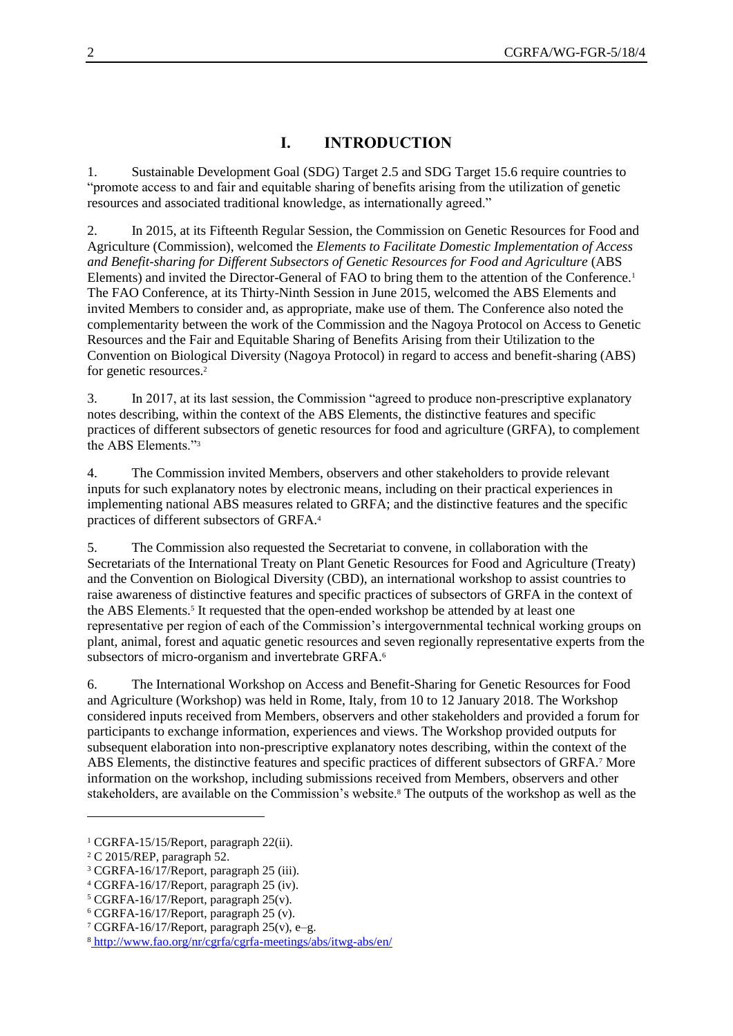# I. INTRODUCTION

1. Sustainable Development Goal (SDG) Target 2.5 and SDG Target 15.6 require countries to "promote access to and fair and equitable sharing of benefits arising from the utilization of genetic resources and associated traditional knowledge, as internationally agreed."

2. In 2015, at its Fifteenth Regular Session, the Commission on Genetic Resources for Food and Agriculture (Commission), welcomed the *Elements to Facilitate Domestic Implementation of Access and Benefit-sharing for Different Subsectors of Genetic Resources for Food and Agriculture* (ABS Elements) and invited the Director-General of FAO to bring them to the attention of the Conference.[1] The FAO Conference, at its Thirty-Ninth Session in June 2015, welcomed the ABS Elements and invited Members to consider and, as appropriate, make use of them. The Conference also noted the complementarity between the work of the Commission and the Nagoya Protocol on Access to Genetic Resources and the Fair and Equitable Sharing of Benefits Arising from their Utilization to the Convention on Biological Diversity (Nagoya Protocol) in regard to access and benefit-sharing (ABS) for genetic resources.[2]

3. In 2017, at its last session, the Commission "agreed to produce non-prescriptive explanatory notes describing, within the context of the ABS Elements, the distinctive features and specific practices of different subsectors of genetic resources for food and agriculture (GRFA), to complement the ABS Elements."[3]

4. The Commission invited Members, observers and other stakeholders to provide relevant inputs for such explanatory notes by electronic means, including on their practical experiences in implementing national ABS measures related to GRFA; and the distinctive features and the specific practices of different subsectors of GRFA.[4]

5. The Commission also requested the Secretariat to convene, in collaboration with the Secretariats of the International Treaty on Plant Genetic Resources for Food and Agriculture (Treaty) and the Convention on Biological Diversity (CBD), an international workshop to assist countries to raise awareness of distinctive features and specific practices of subsectors of GRFA in the context of the ABS Elements.[5] It requested that the open-ended workshop be attended by at least one representative per region of each of the Commission's intergovernmental technical working groups on plant, animal, forest and aquatic genetic resources and seven regionally representative experts from the subsectors of micro-organism and invertebrate GRFA.[6]

6. The International Workshop on Access and Benefit-Sharing for Genetic Resources for Food and Agriculture (Workshop) was held in Rome, Italy, from 10 to 12 January 2018. The Workshop considered inputs received from Members, observers and other stakeholders and provided a forum for participants to exchange information, experiences and views. The Workshop provided outputs for subsequent elaboration into non-prescriptive explanatory notes describing, within the context of the ABS Elements, the distinctive features and specific practices of different subsectors of GRFA.[7] More information on the workshop, including submissions received from Members, observers and other stakeholders, are available on the Commission's website.[8] The outputs of the workshop as well as the

[1] CGRFA-15/15/Report, paragraph 22(ii).
[2] C 2015/REP, paragraph 52.
[3] CGRFA-16/17/Report, paragraph 25 (iii).
[4] CGRFA-16/17/Report, paragraph 25 (iv).
[5] CGRFA-16/17/Report, paragraph 25(v).
[6] CGRFA-16/17/Report, paragraph 25 (v).
[7] CGRFA-16/17/Report, paragraph 25(v), e–g.
[8] http://www.fao.org/nr/cgrfa/cgrfa-meetings/abs/itwg-abs/en/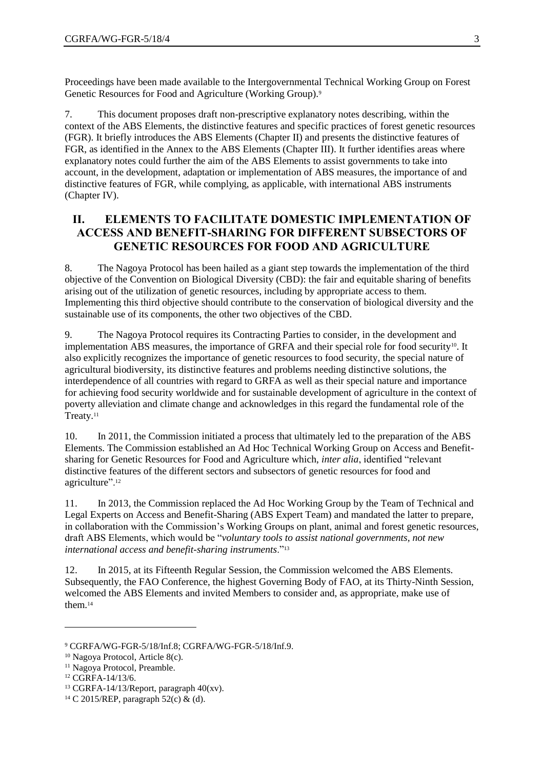Proceedings have been made available to the Intergovernmental Technical Working Group on Forest Genetic Resources for Food and Agriculture (Working Group).[9]

7. This document proposes draft non-prescriptive explanatory notes describing, within the context of the ABS Elements, the distinctive features and specific practices of forest genetic resources (FGR). It briefly introduces the ABS Elements (Chapter II) and presents the distinctive features of FGR, as identified in the Annex to the ABS Elements (Chapter III). It further identifies areas where explanatory notes could further the aim of the ABS Elements to assist governments to take into account, in the development, adaptation or implementation of ABS measures, the importance of and distinctive features of FGR, while complying, as applicable, with international ABS instruments (Chapter IV).

## II. ELEMENTS TO FACILITATE DOMESTIC IMPLEMENTATION OF ACCESS AND BENEFIT-SHARING FOR DIFFERENT SUBSECTORS OF GENETIC RESOURCES FOR FOOD AND AGRICULTURE

8. The Nagoya Protocol has been hailed as a giant step towards the implementation of the third objective of the Convention on Biological Diversity (CBD): the fair and equitable sharing of benefits arising out of the utilization of genetic resources, including by appropriate access to them. Implementing this third objective should contribute to the conservation of biological diversity and the sustainable use of its components, the other two objectives of the CBD.

9. The Nagoya Protocol requires its Contracting Parties to consider, in the development and implementation ABS measures, the importance of GRFA and their special role for food security[10]. It also explicitly recognizes the importance of genetic resources to food security, the special nature of agricultural biodiversity, its distinctive features and problems needing distinctive solutions, the interdependence of all countries with regard to GRFA as well as their special nature and importance for achieving food security worldwide and for sustainable development of agriculture in the context of poverty alleviation and climate change and acknowledges in this regard the fundamental role of the Treaty.[11]

10. In 2011, the Commission initiated a process that ultimately led to the preparation of the ABS Elements. The Commission established an Ad Hoc Technical Working Group on Access and Benefit-sharing for Genetic Resources for Food and Agriculture which, *inter alia*, identified "relevant distinctive features of the different sectors and subsectors of genetic resources for food and agriculture".[12]

11. In 2013, the Commission replaced the Ad Hoc Working Group by the Team of Technical and Legal Experts on Access and Benefit-Sharing (ABS Expert Team) and mandated the latter to prepare, in collaboration with the Commission's Working Groups on plant, animal and forest genetic resources, draft ABS Elements, which would be "*voluntary tools to assist national governments, not new international access and benefit-sharing instruments*."[13]

12. In 2015, at its Fifteenth Regular Session, the Commission welcomed the ABS Elements. Subsequently, the FAO Conference, the highest Governing Body of FAO, at its Thirty-Ninth Session, welcomed the ABS Elements and invited Members to consider and, as appropriate, make use of them.[14]

---

[9] CGRFA/WG-FGR-5/18/Inf.8; CGRFA/WG-FGR-5/18/Inf.9.

[10] Nagoya Protocol, Article 8(c).

[11] Nagoya Protocol, Preamble.

[12] CGRFA-14/13/6.

[13] CGRFA-14/13/Report, paragraph 40(xv).

[14] C 2015/REP, paragraph 52(c) & (d).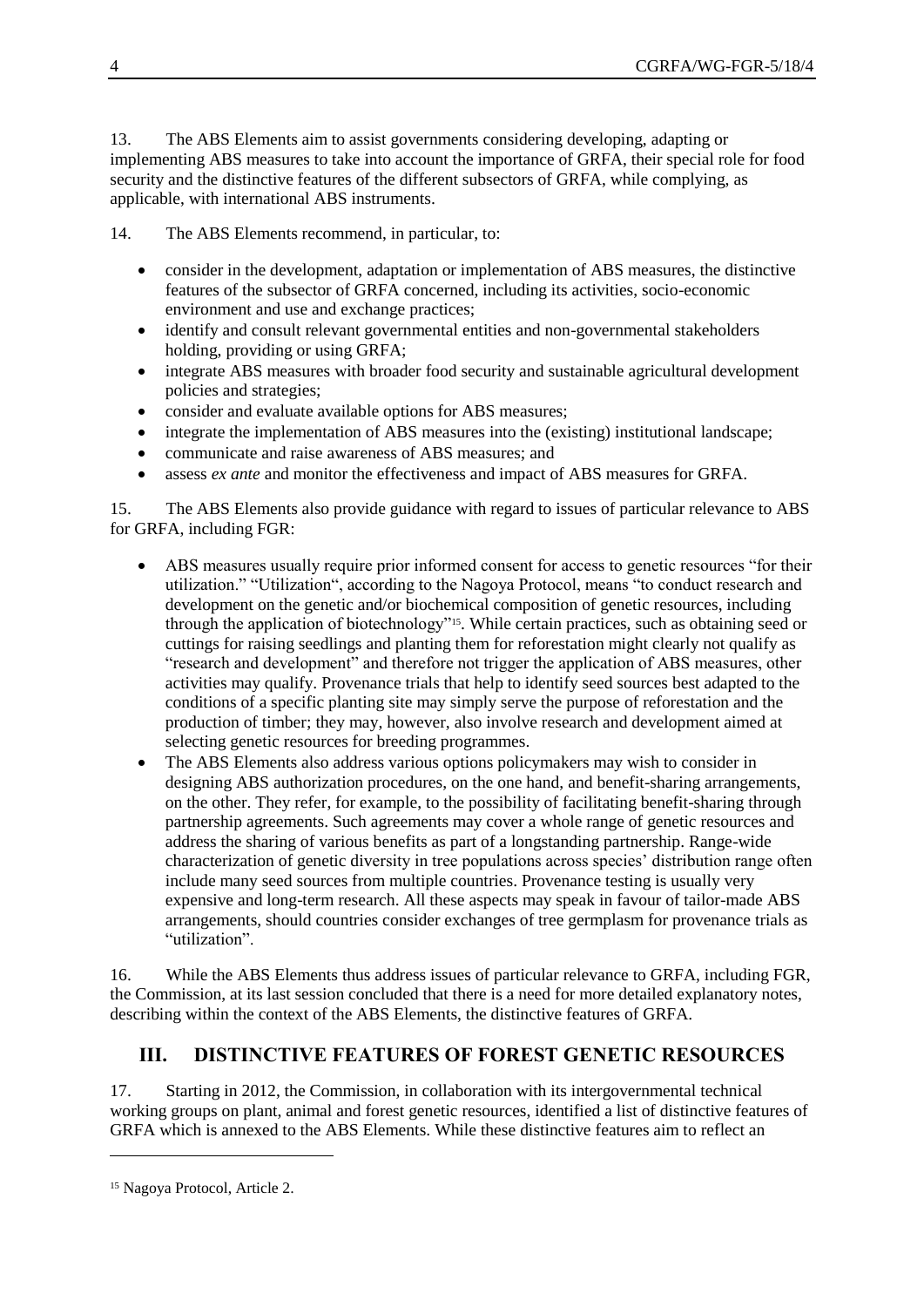13. The ABS Elements aim to assist governments considering developing, adapting or implementing ABS measures to take into account the importance of GRFA, their special role for food security and the distinctive features of the different subsectors of GRFA, while complying, as applicable, with international ABS instruments.

14. The ABS Elements recommend, in particular, to:

- consider in the development, adaptation or implementation of ABS measures, the distinctive features of the subsector of GRFA concerned, including its activities, socio-economic environment and use and exchange practices;
- identify and consult relevant governmental entities and non-governmental stakeholders holding, providing or using GRFA;
- integrate ABS measures with broader food security and sustainable agricultural development policies and strategies;
- consider and evaluate available options for ABS measures;
- integrate the implementation of ABS measures into the (existing) institutional landscape;
- communicate and raise awareness of ABS measures; and
- assess *ex ante* and monitor the effectiveness and impact of ABS measures for GRFA.

15. The ABS Elements also provide guidance with regard to issues of particular relevance to ABS for GRFA, including FGR:

- ABS measures usually require prior informed consent for access to genetic resources "for their utilization." "Utilization", according to the Nagoya Protocol, means "to conduct research and development on the genetic and/or biochemical composition of genetic resources, including through the application of biotechnology"[15]. While certain practices, such as obtaining seed or cuttings for raising seedlings and planting them for reforestation might clearly not qualify as "research and development" and therefore not trigger the application of ABS measures, other activities may qualify. Provenance trials that help to identify seed sources best adapted to the conditions of a specific planting site may simply serve the purpose of reforestation and the production of timber; they may, however, also involve research and development aimed at selecting genetic resources for breeding programmes.
- The ABS Elements also address various options policymakers may wish to consider in designing ABS authorization procedures, on the one hand, and benefit-sharing arrangements, on the other. They refer, for example, to the possibility of facilitating benefit-sharing through partnership agreements. Such agreements may cover a whole range of genetic resources and address the sharing of various benefits as part of a longstanding partnership. Range-wide characterization of genetic diversity in tree populations across species' distribution range often include many seed sources from multiple countries. Provenance testing is usually very expensive and long-term research. All these aspects may speak in favour of tailor-made ABS arrangements, should countries consider exchanges of tree germplasm for provenance trials as "utilization".

16. While the ABS Elements thus address issues of particular relevance to GRFA, including FGR, the Commission, at its last session concluded that there is a need for more detailed explanatory notes, describing within the context of the ABS Elements, the distinctive features of GRFA.

## III. DISTINCTIVE FEATURES OF FOREST GENETIC RESOURCES

17. Starting in 2012, the Commission, in collaboration with its intergovernmental technical working groups on plant, animal and forest genetic resources, identified a list of distinctive features of GRFA which is annexed to the ABS Elements. While these distinctive features aim to reflect an

[15] Nagoya Protocol, Article 2.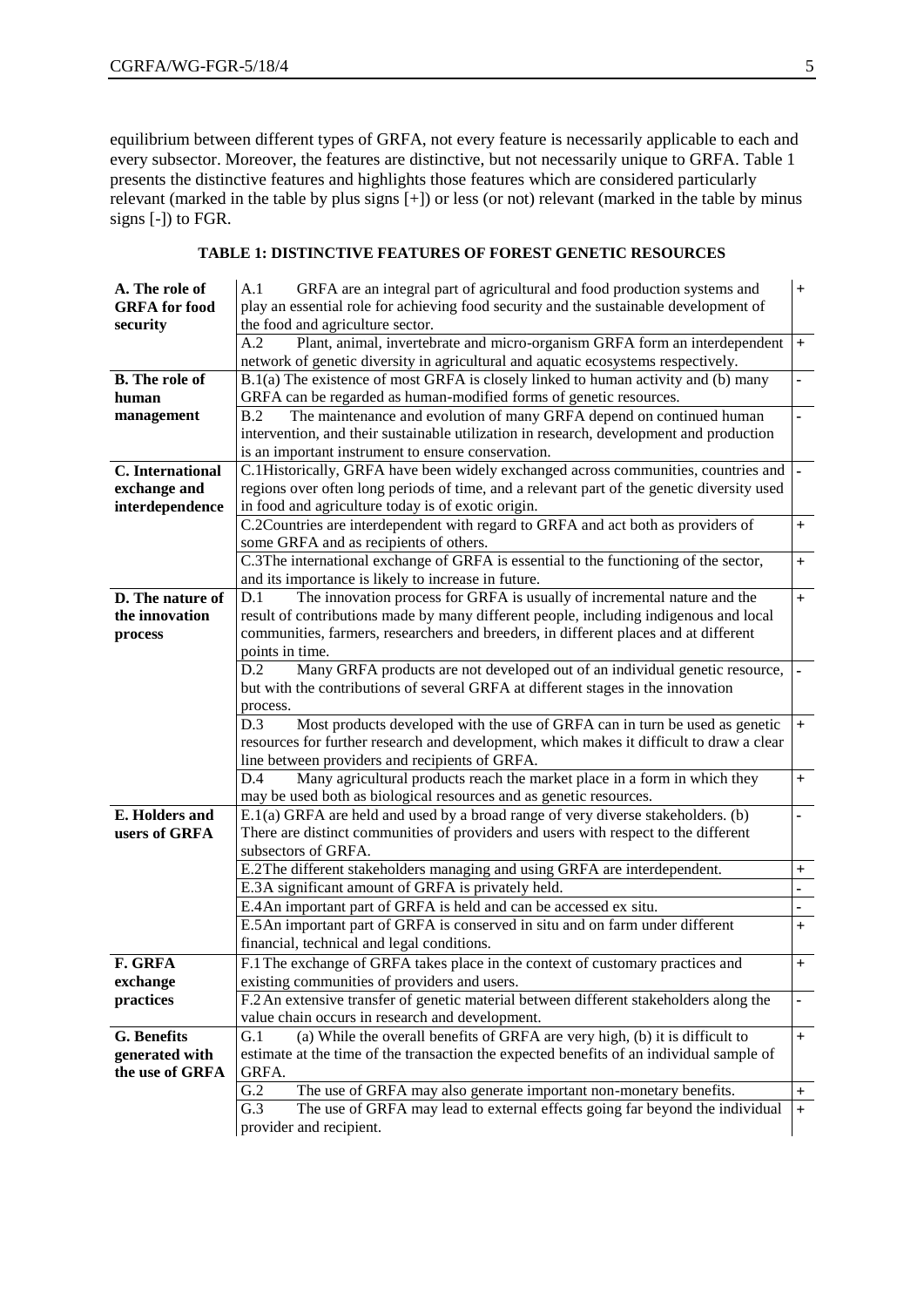equilibrium between different types of GRFA, not every feature is necessarily applicable to each and every subsector. Moreover, the features are distinctive, but not necessarily unique to GRFA. Table 1 presents the distinctive features and highlights those features which are considered particularly relevant (marked in the table by plus signs [+]) or less (or not) relevant (marked in the table by minus signs [-]) to FGR.

**TABLE 1: DISTINCTIVE FEATURES OF FOREST GENETIC RESOURCES**

| | | |
|---|---|---|
| **A. The role of GRFA for food security** | A.1 GRFA are an integral part of agricultural and food production systems and play an essential role for achieving food security and the sustainable development of the food and agriculture sector. | + |
| | A.2 Plant, animal, invertebrate and micro-organism GRFA form an interdependent network of genetic diversity in agricultural and aquatic ecosystems respectively. | + |
| **B. The role of human management** | B.1(a) The existence of most GRFA is closely linked to human activity and (b) many GRFA can be regarded as human-modified forms of genetic resources. | - |
| | B.2 The maintenance and evolution of many GRFA depend on continued human intervention, and their sustainable utilization in research, development and production is an important instrument to ensure conservation. | - |
| **C. International exchange and interdependence** | C.1Historically, GRFA have been widely exchanged across communities, countries and regions over often long periods of time, and a relevant part of the genetic diversity used in food and agriculture today is of exotic origin. | - |
| | C.2Countries are interdependent with regard to GRFA and act both as providers of some GRFA and as recipients of others. | + |
| | C.3The international exchange of GRFA is essential to the functioning of the sector, and its importance is likely to increase in future. | + |
| **D. The nature of the innovation process** | D.1 The innovation process for GRFA is usually of incremental nature and the result of contributions made by many different people, including indigenous and local communities, farmers, researchers and breeders, in different places and at different points in time. | + |
| | D.2 Many GRFA products are not developed out of an individual genetic resource, but with the contributions of several GRFA at different stages in the innovation process. | - |
| | D.3 Most products developed with the use of GRFA can in turn be used as genetic resources for further research and development, which makes it difficult to draw a clear line between providers and recipients of GRFA. | + |
| | D.4 Many agricultural products reach the market place in a form in which they may be used both as biological resources and as genetic resources. | + |
| **E. Holders and users of GRFA** | E.1(a) GRFA are held and used by a broad range of very diverse stakeholders. (b) There are distinct communities of providers and users with respect to the different subsectors of GRFA. | - |
| | E.2The different stakeholders managing and using GRFA are interdependent. | + |
| | E.3A significant amount of GRFA is privately held. | - |
| | E.4An important part of GRFA is held and can be accessed ex situ. | - |
| | E.5An important part of GRFA is conserved in situ and on farm under different financial, technical and legal conditions. | + |
| **F. GRFA exchange practices** | F.1The exchange of GRFA takes place in the context of customary practices and existing communities of providers and users. | + |
| | F.2An extensive transfer of genetic material between different stakeholders along the value chain occurs in research and development. | - |
| **G. Benefits generated with the use of GRFA** | G.1 (a) While the overall benefits of GRFA are very high, (b) it is difficult to estimate at the time of the transaction the expected benefits of an individual sample of GRFA. | + |
| | G.2 The use of GRFA may also generate important non-monetary benefits. | + |
| | G.3 The use of GRFA may lead to external effects going far beyond the individual provider and recipient. | + |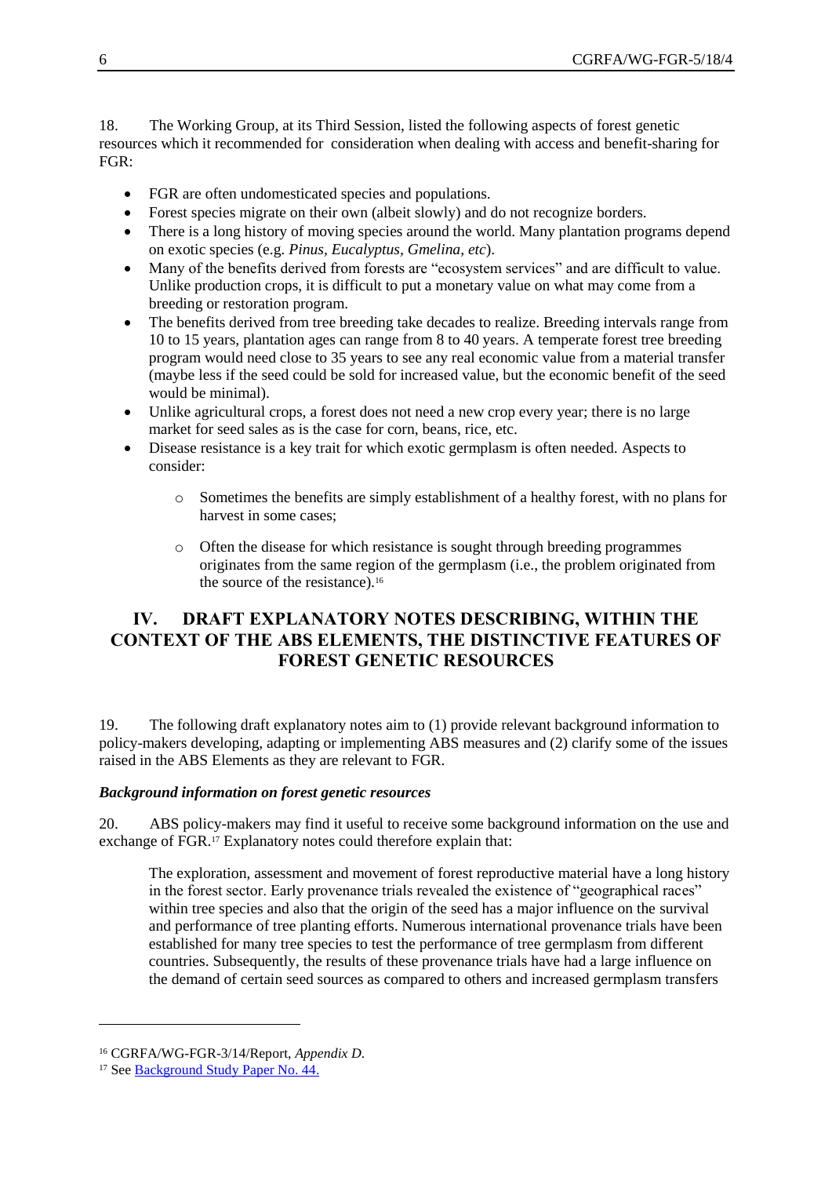18. The Working Group, at its Third Session, listed the following aspects of forest genetic resources which it recommended for consideration when dealing with access and benefit-sharing for FGR:

- FGR are often undomesticated species and populations.
- Forest species migrate on their own (albeit slowly) and do not recognize borders.
- There is a long history of moving species around the world. Many plantation programs depend on exotic species (e.g. *Pinus, Eucalyptus, Gmelina, etc*).
- Many of the benefits derived from forests are "ecosystem services" and are difficult to value. Unlike production crops, it is difficult to put a monetary value on what may come from a breeding or restoration program.
- The benefits derived from tree breeding take decades to realize. Breeding intervals range from 10 to 15 years, plantation ages can range from 8 to 40 years. A temperate forest tree breeding program would need close to 35 years to see any real economic value from a material transfer (maybe less if the seed could be sold for increased value, but the economic benefit of the seed would be minimal).
- Unlike agricultural crops, a forest does not need a new crop every year; there is no large market for seed sales as is the case for corn, beans, rice, etc.
- Disease resistance is a key trait for which exotic germplasm is often needed. Aspects to consider:
  - Sometimes the benefits are simply establishment of a healthy forest, with no plans for harvest in some cases;
  - Often the disease for which resistance is sought through breeding programmes originates from the same region of the germplasm (i.e., the problem originated from the source of the resistance).[16]

## IV. DRAFT EXPLANATORY NOTES DESCRIBING, WITHIN THE CONTEXT OF THE ABS ELEMENTS, THE DISTINCTIVE FEATURES OF FOREST GENETIC RESOURCES

19. The following draft explanatory notes aim to (1) provide relevant background information to policy-makers developing, adapting or implementing ABS measures and (2) clarify some of the issues raised in the ABS Elements as they are relevant to FGR.

***Background information on forest genetic resources***

20. ABS policy-makers may find it useful to receive some background information on the use and exchange of FGR.[17] Explanatory notes could therefore explain that:

> The exploration, assessment and movement of forest reproductive material have a long history in the forest sector. Early provenance trials revealed the existence of "geographical races" within tree species and also that the origin of the seed has a major influence on the survival and performance of tree planting efforts. Numerous international provenance trials have been established for many tree species to test the performance of tree germplasm from different countries. Subsequently, the results of these provenance trials have had a large influence on the demand of certain seed sources as compared to others and increased germplasm transfers

---

[16] CGRFA/WG-FGR-3/14/Report, *Appendix D*.

[17] See Background Study Paper No. 44.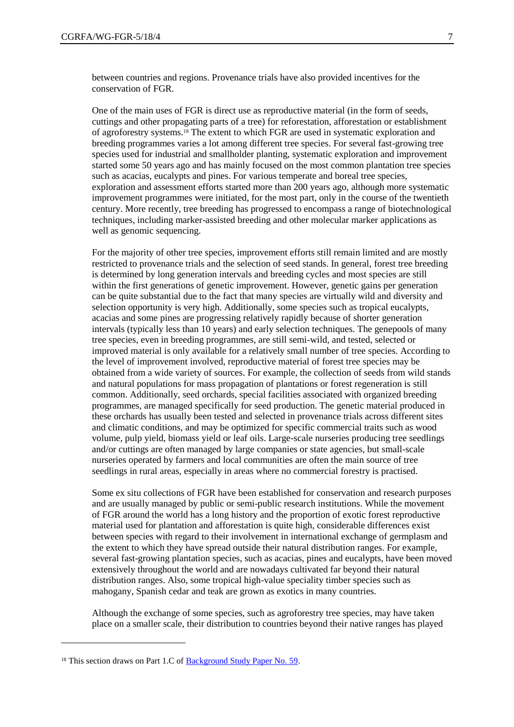between countries and regions. Provenance trials have also provided incentives for the conservation of FGR.

One of the main uses of FGR is direct use as reproductive material (in the form of seeds, cuttings and other propagating parts of a tree) for reforestation, afforestation or establishment of agroforestry systems.[18] The extent to which FGR are used in systematic exploration and breeding programmes varies a lot among different tree species. For several fast-growing tree species used for industrial and smallholder planting, systematic exploration and improvement started some 50 years ago and has mainly focused on the most common plantation tree species such as acacias, eucalypts and pines. For various temperate and boreal tree species, exploration and assessment efforts started more than 200 years ago, although more systematic improvement programmes were initiated, for the most part, only in the course of the twentieth century. More recently, tree breeding has progressed to encompass a range of biotechnological techniques, including marker-assisted breeding and other molecular marker applications as well as genomic sequencing.

For the majority of other tree species, improvement efforts still remain limited and are mostly restricted to provenance trials and the selection of seed stands. In general, forest tree breeding is determined by long generation intervals and breeding cycles and most species are still within the first generations of genetic improvement. However, genetic gains per generation can be quite substantial due to the fact that many species are virtually wild and diversity and selection opportunity is very high. Additionally, some species such as tropical eucalypts, acacias and some pines are progressing relatively rapidly because of shorter generation intervals (typically less than 10 years) and early selection techniques. The genepools of many tree species, even in breeding programmes, are still semi-wild, and tested, selected or improved material is only available for a relatively small number of tree species. According to the level of improvement involved, reproductive material of forest tree species may be obtained from a wide variety of sources. For example, the collection of seeds from wild stands and natural populations for mass propagation of plantations or forest regeneration is still common. Additionally, seed orchards, special facilities associated with organized breeding programmes, are managed specifically for seed production. The genetic material produced in these orchards has usually been tested and selected in provenance trials across different sites and climatic conditions, and may be optimized for specific commercial traits such as wood volume, pulp yield, biomass yield or leaf oils. Large-scale nurseries producing tree seedlings and/or cuttings are often managed by large companies or state agencies, but small-scale nurseries operated by farmers and local communities are often the main source of tree seedlings in rural areas, especially in areas where no commercial forestry is practised.

Some ex situ collections of FGR have been established for conservation and research purposes and are usually managed by public or semi-public research institutions. While the movement of FGR around the world has a long history and the proportion of exotic forest reproductive material used for plantation and afforestation is quite high, considerable differences exist between species with regard to their involvement in international exchange of germplasm and the extent to which they have spread outside their natural distribution ranges. For example, several fast-growing plantation species, such as acacias, pines and eucalypts, have been moved extensively throughout the world and are nowadays cultivated far beyond their natural distribution ranges. Also, some tropical high-value speciality timber species such as mahogany, Spanish cedar and teak are grown as exotics in many countries.

Although the exchange of some species, such as agroforestry tree species, may have taken place on a smaller scale, their distribution to countries beyond their native ranges has played

[18] This section draws on Part 1.C of Background Study Paper No. 59.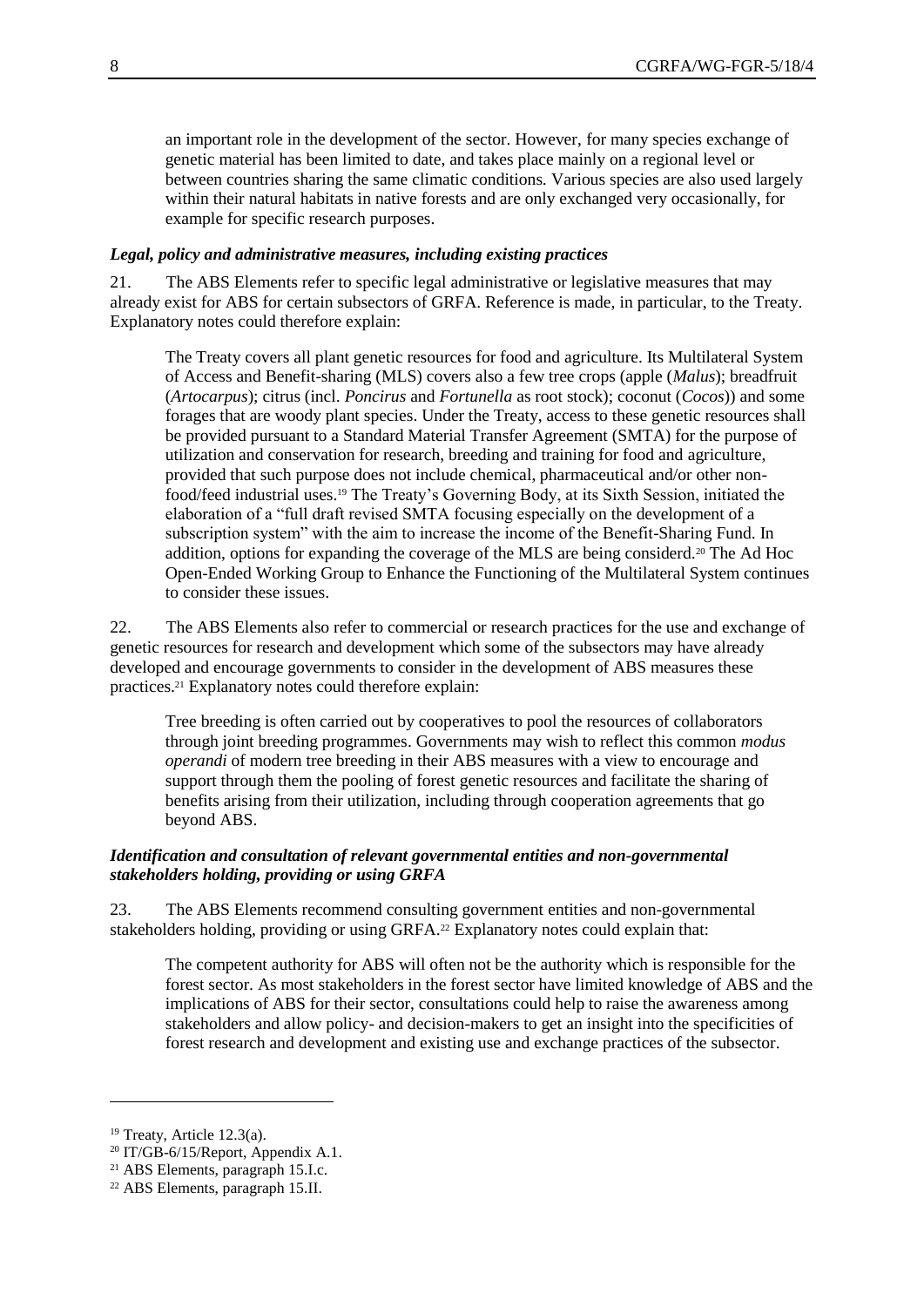an important role in the development of the sector. However, for many species exchange of genetic material has been limited to date, and takes place mainly on a regional level or between countries sharing the same climatic conditions. Various species are also used largely within their natural habitats in native forests and are only exchanged very occasionally, for example for specific research purposes.

***Legal, policy and administrative measures, including existing practices***

21. The ABS Elements refer to specific legal administrative or legislative measures that may already exist for ABS for certain subsectors of GRFA. Reference is made, in particular, to the Treaty. Explanatory notes could therefore explain:

> The Treaty covers all plant genetic resources for food and agriculture. Its Multilateral System of Access and Benefit-sharing (MLS) covers also a few tree crops (apple (*Malus*); breadfruit (*Artocarpus*); citrus (incl. *Poncirus* and *Fortunella* as root stock); coconut (*Cocos*)) and some forages that are woody plant species. Under the Treaty, access to these genetic resources shall be provided pursuant to a Standard Material Transfer Agreement (SMTA) for the purpose of utilization and conservation for research, breeding and training for food and agriculture, provided that such purpose does not include chemical, pharmaceutical and/or other non-food/feed industrial uses.[19] The Treaty's Governing Body, at its Sixth Session, initiated the elaboration of a "full draft revised SMTA focusing especially on the development of a subscription system" with the aim to increase the income of the Benefit-Sharing Fund. In addition, options for expanding the coverage of the MLS are being considerd.[20] The Ad Hoc Open-Ended Working Group to Enhance the Functioning of the Multilateral System continues to consider these issues.

22. The ABS Elements also refer to commercial or research practices for the use and exchange of genetic resources for research and development which some of the subsectors may have already developed and encourage governments to consider in the development of ABS measures these practices.[21] Explanatory notes could therefore explain:

> Tree breeding is often carried out by cooperatives to pool the resources of collaborators through joint breeding programmes. Governments may wish to reflect this common *modus operandi* of modern tree breeding in their ABS measures with a view to encourage and support through them the pooling of forest genetic resources and facilitate the sharing of benefits arising from their utilization, including through cooperation agreements that go beyond ABS.

***Identification and consultation of relevant governmental entities and non-governmental stakeholders holding, providing or using GRFA***

23. The ABS Elements recommend consulting government entities and non-governmental stakeholders holding, providing or using GRFA.[22] Explanatory notes could explain that:

> The competent authority for ABS will often not be the authority which is responsible for the forest sector. As most stakeholders in the forest sector have limited knowledge of ABS and the implications of ABS for their sector, consultations could help to raise the awareness among stakeholders and allow policy- and decision-makers to get an insight into the specificities of forest research and development and existing use and exchange practices of the subsector.

---

[19] Treaty, Article 12.3(a).

[20] IT/GB-6/15/Report, Appendix A.1.

[21] ABS Elements, paragraph 15.I.c.

[22] ABS Elements, paragraph 15.II.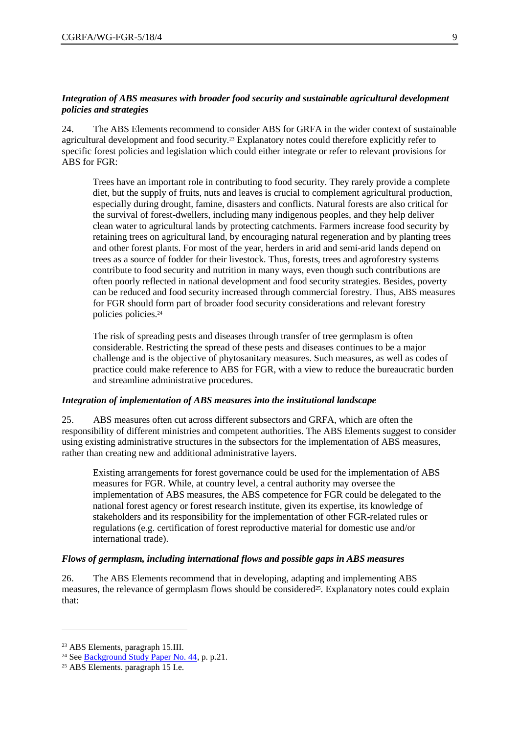***Integration of ABS measures with broader food security and sustainable agricultural development policies and strategies***

24. The ABS Elements recommend to consider ABS for GRFA in the wider context of sustainable agricultural development and food security.[23] Explanatory notes could therefore explicitly refer to specific forest policies and legislation which could either integrate or refer to relevant provisions for ABS for FGR:

> Trees have an important role in contributing to food security. They rarely provide a complete diet, but the supply of fruits, nuts and leaves is crucial to complement agricultural production, especially during drought, famine, disasters and conflicts. Natural forests are also critical for the survival of forest-dwellers, including many indigenous peoples, and they help deliver clean water to agricultural lands by protecting catchments. Farmers increase food security by retaining trees on agricultural land, by encouraging natural regeneration and by planting trees and other forest plants. For most of the year, herders in arid and semi-arid lands depend on trees as a source of fodder for their livestock. Thus, forests, trees and agroforestry systems contribute to food security and nutrition in many ways, even though such contributions are often poorly reflected in national development and food security strategies. Besides, poverty can be reduced and food security increased through commercial forestry. Thus, ABS measures for FGR should form part of broader food security considerations and relevant forestry policies policies.[24]
>
> The risk of spreading pests and diseases through transfer of tree germplasm is often considerable. Restricting the spread of these pests and diseases continues to be a major challenge and is the objective of phytosanitary measures. Such measures, as well as codes of practice could make reference to ABS for FGR, with a view to reduce the bureaucratic burden and streamline administrative procedures.

***Integration of implementation of ABS measures into the institutional landscape***

25. ABS measures often cut across different subsectors and GRFA, which are often the responsibility of different ministries and competent authorities. The ABS Elements suggest to consider using existing administrative structures in the subsectors for the implementation of ABS measures, rather than creating new and additional administrative layers.

> Existing arrangements for forest governance could be used for the implementation of ABS measures for FGR. While, at country level, a central authority may oversee the implementation of ABS measures, the ABS competence for FGR could be delegated to the national forest agency or forest research institute, given its expertise, its knowledge of stakeholders and its responsibility for the implementation of other FGR-related rules or regulations (e.g. certification of forest reproductive material for domestic use and/or international trade).

***Flows of germplasm, including international flows and possible gaps in ABS measures***

26. The ABS Elements recommend that in developing, adapting and implementing ABS measures, the relevance of germplasm flows should be considered[25]. Explanatory notes could explain that:

---

[23] ABS Elements, paragraph 15.III.

[24] See Background Study Paper No. 44, p. p.21.

[25] ABS Elements. paragraph 15 I.e.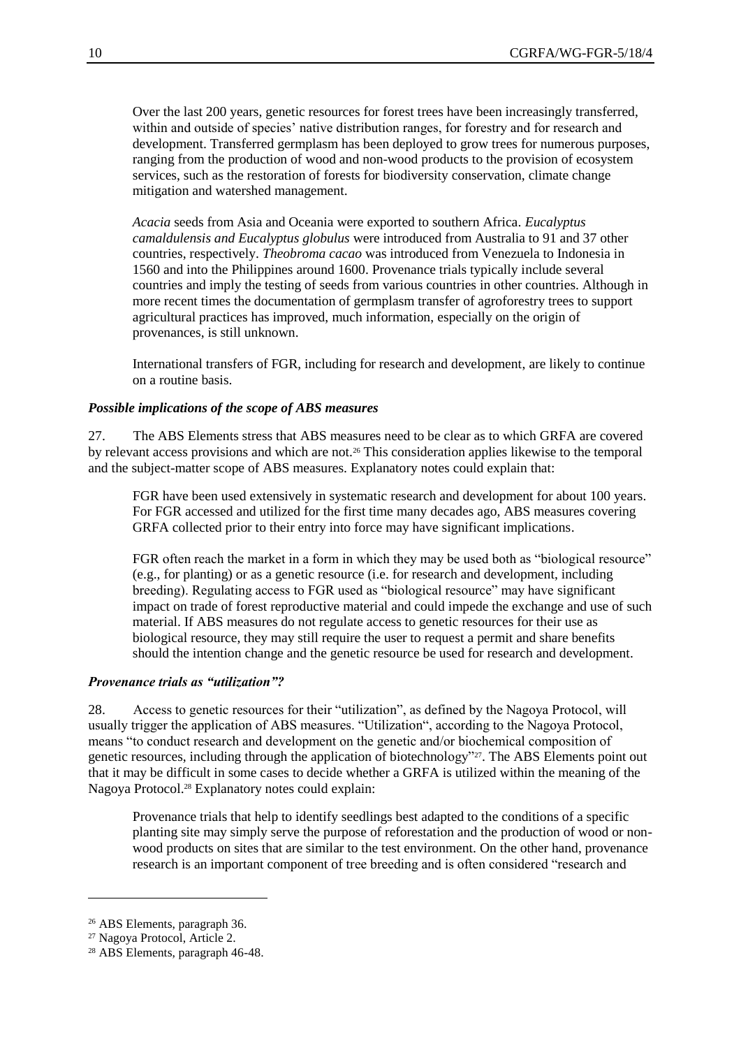Over the last 200 years, genetic resources for forest trees have been increasingly transferred, within and outside of species' native distribution ranges, for forestry and for research and development. Transferred germplasm has been deployed to grow trees for numerous purposes, ranging from the production of wood and non-wood products to the provision of ecosystem services, such as the restoration of forests for biodiversity conservation, climate change mitigation and watershed management.

*Acacia* seeds from Asia and Oceania were exported to southern Africa. *Eucalyptus camaldulensis and Eucalyptus globulus* were introduced from Australia to 91 and 37 other countries, respectively. *Theobroma cacao* was introduced from Venezuela to Indonesia in 1560 and into the Philippines around 1600. Provenance trials typically include several countries and imply the testing of seeds from various countries in other countries. Although in more recent times the documentation of germplasm transfer of agroforestry trees to support agricultural practices has improved, much information, especially on the origin of provenances, is still unknown.

International transfers of FGR, including for research and development, are likely to continue on a routine basis.

### *Possible implications of the scope of ABS measures*

27. The ABS Elements stress that ABS measures need to be clear as to which GRFA are covered by relevant access provisions and which are not.[26] This consideration applies likewise to the temporal and the subject-matter scope of ABS measures. Explanatory notes could explain that:

FGR have been used extensively in systematic research and development for about 100 years. For FGR accessed and utilized for the first time many decades ago, ABS measures covering GRFA collected prior to their entry into force may have significant implications.

FGR often reach the market in a form in which they may be used both as "biological resource" (e.g., for planting) or as a genetic resource (i.e. for research and development, including breeding). Regulating access to FGR used as "biological resource" may have significant impact on trade of forest reproductive material and could impede the exchange and use of such material. If ABS measures do not regulate access to genetic resources for their use as biological resource, they may still require the user to request a permit and share benefits should the intention change and the genetic resource be used for research and development.

### *Provenance trials as "utilization"?*

28. Access to genetic resources for their "utilization", as defined by the Nagoya Protocol, will usually trigger the application of ABS measures. "Utilization", according to the Nagoya Protocol, means "to conduct research and development on the genetic and/or biochemical composition of genetic resources, including through the application of biotechnology"[27]. The ABS Elements point out that it may be difficult in some cases to decide whether a GRFA is utilized within the meaning of the Nagoya Protocol.[28] Explanatory notes could explain:

Provenance trials that help to identify seedlings best adapted to the conditions of a specific planting site may simply serve the purpose of reforestation and the production of wood or non-wood products on sites that are similar to the test environment. On the other hand, provenance research is an important component of tree breeding and is often considered "research and

---

[26] ABS Elements, paragraph 36.

[27] Nagoya Protocol, Article 2.

[28] ABS Elements, paragraph 46-48.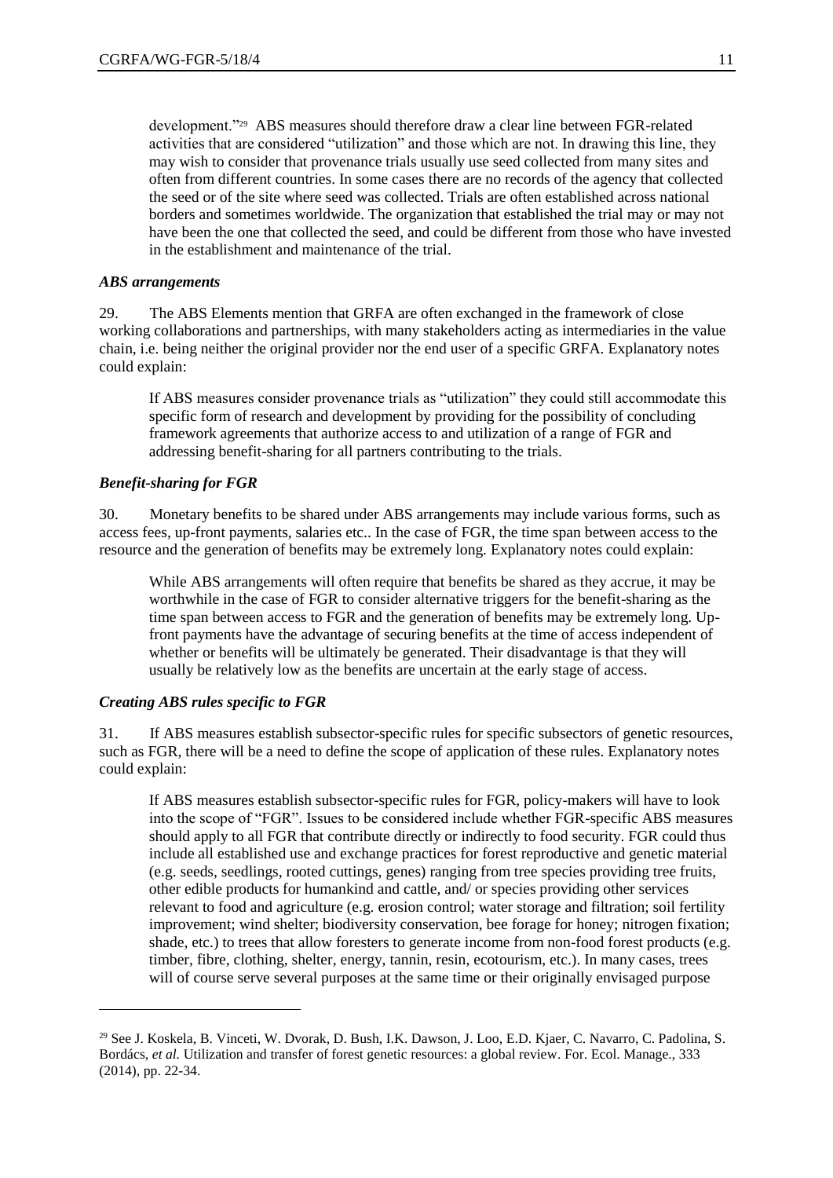development."[29] ABS measures should therefore draw a clear line between FGR-related activities that are considered "utilization" and those which are not. In drawing this line, they may wish to consider that provenance trials usually use seed collected from many sites and often from different countries. In some cases there are no records of the agency that collected the seed or of the site where seed was collected. Trials are often established across national borders and sometimes worldwide. The organization that established the trial may or may not have been the one that collected the seed, and could be different from those who have invested in the establishment and maintenance of the trial.

### *ABS arrangements*

29. The ABS Elements mention that GRFA are often exchanged in the framework of close working collaborations and partnerships, with many stakeholders acting as intermediaries in the value chain, i.e. being neither the original provider nor the end user of a specific GRFA. Explanatory notes could explain:

> If ABS measures consider provenance trials as "utilization" they could still accommodate this specific form of research and development by providing for the possibility of concluding framework agreements that authorize access to and utilization of a range of FGR and addressing benefit-sharing for all partners contributing to the trials.

### *Benefit-sharing for FGR*

30. Monetary benefits to be shared under ABS arrangements may include various forms, such as access fees, up-front payments, salaries etc.. In the case of FGR, the time span between access to the resource and the generation of benefits may be extremely long. Explanatory notes could explain:

> While ABS arrangements will often require that benefits be shared as they accrue, it may be worthwhile in the case of FGR to consider alternative triggers for the benefit-sharing as the time span between access to FGR and the generation of benefits may be extremely long. Up-front payments have the advantage of securing benefits at the time of access independent of whether or benefits will be ultimately be generated. Their disadvantage is that they will usually be relatively low as the benefits are uncertain at the early stage of access.

### *Creating ABS rules specific to FGR*

31. If ABS measures establish subsector-specific rules for specific subsectors of genetic resources, such as FGR, there will be a need to define the scope of application of these rules. Explanatory notes could explain:

> If ABS measures establish subsector-specific rules for FGR, policy-makers will have to look into the scope of "FGR". Issues to be considered include whether FGR-specific ABS measures should apply to all FGR that contribute directly or indirectly to food security. FGR could thus include all established use and exchange practices for forest reproductive and genetic material (e.g. seeds, seedlings, rooted cuttings, genes) ranging from tree species providing tree fruits, other edible products for humankind and cattle, and/ or species providing other services relevant to food and agriculture (e.g. erosion control; water storage and filtration; soil fertility improvement; wind shelter; biodiversity conservation, bee forage for honey; nitrogen fixation; shade, etc.) to trees that allow foresters to generate income from non-food forest products (e.g. timber, fibre, clothing, shelter, energy, tannin, resin, ecotourism, etc.). In many cases, trees will of course serve several purposes at the same time or their originally envisaged purpose

---

[29] See J. Koskela, B. Vinceti, W. Dvorak, D. Bush, I.K. Dawson, J. Loo, E.D. Kjaer, C. Navarro, C. Padolina, S. Bordács, *et al.* Utilization and transfer of forest genetic resources: a global review. For. Ecol. Manage., 333 (2014), pp. 22-34.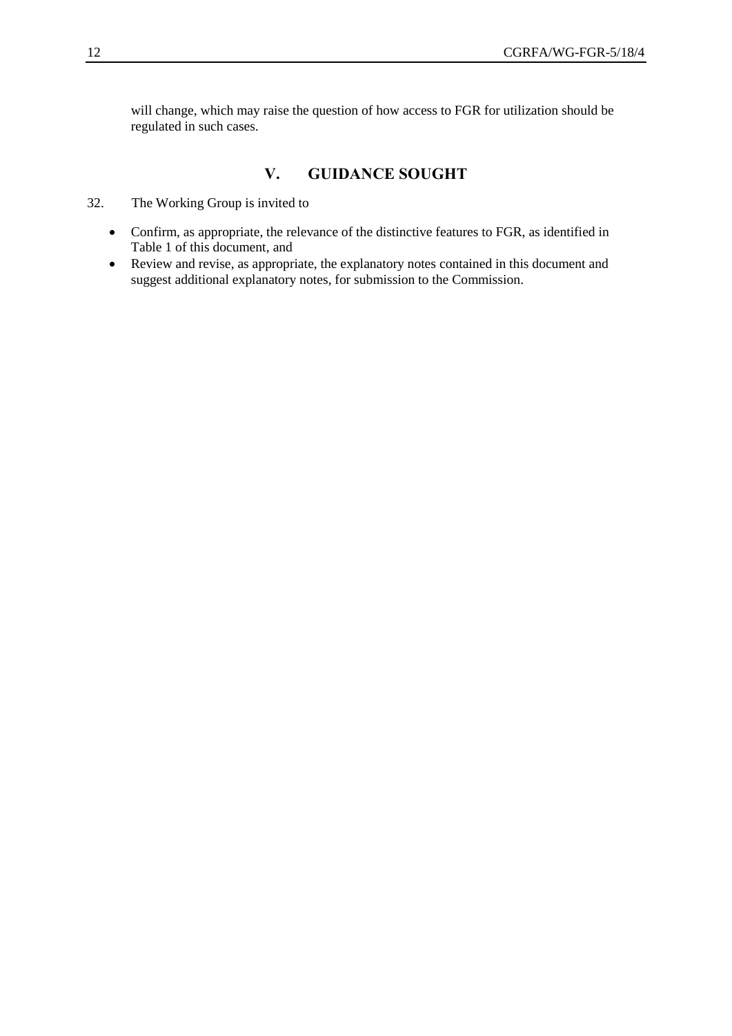will change, which may raise the question of how access to FGR for utilization should be regulated in such cases.

## V. GUIDANCE SOUGHT

32. The Working Group is invited to

- Confirm, as appropriate, the relevance of the distinctive features to FGR, as identified in Table 1 of this document, and
- Review and revise, as appropriate, the explanatory notes contained in this document and suggest additional explanatory notes, for submission to the Commission.